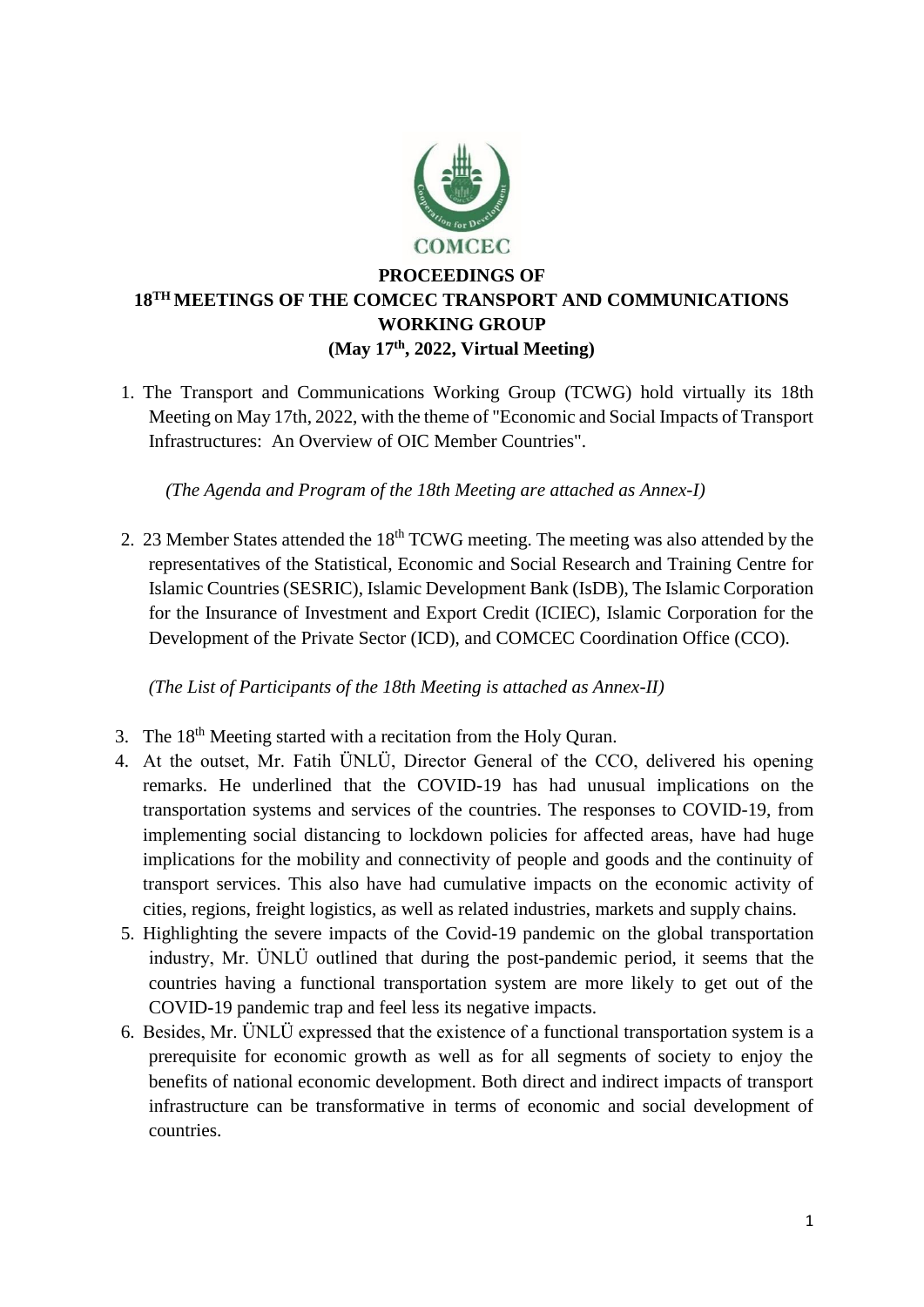COMCEC

# PROCEEDINGS OF 18TH MEETINGS OF THE COMCEC TRANSPORT AND COMMUNICATIONS WORKING GROUP

**(May 17th, 2022, Virtual Meeting)**

1. The Transport and Communications Working Group (TCWG) hold virtually its 18th Meeting on May 17th, 2022, with the theme of "Economic and Social Impacts of Transport Infrastructures: An Overview of OIC Member Countries".

   *(The Agenda and Program of the 18th Meeting are attached as Annex-I)*

2. 23 Member States attended the 18th TCWG meeting. The meeting was also attended by the representatives of the Statistical, Economic and Social Research and Training Centre for Islamic Countries (SESRIC), Islamic Development Bank (IsDB), The Islamic Corporation for the Insurance of Investment and Export Credit (ICIEC), Islamic Corporation for the Development of the Private Sector (ICD), and COMCEC Coordination Office (CCO).

   *(The List of Participants of the 18th Meeting is attached as Annex-II)*

3. The 18th Meeting started with a recitation from the Holy Quran.
4. At the outset, Mr. Fatih ÜNLÜ, Director General of the CCO, delivered his opening remarks. He underlined that the COVID-19 has had unusual implications on the transportation systems and services of the countries. The responses to COVID-19, from implementing social distancing to lockdown policies for affected areas, have had huge implications for the mobility and connectivity of people and goods and the continuity of transport services. This also have had cumulative impacts on the economic activity of cities, regions, freight logistics, as well as related industries, markets and supply chains.
5. Highlighting the severe impacts of the Covid-19 pandemic on the global transportation industry, Mr. ÜNLÜ outlined that during the post-pandemic period, it seems that the countries having a functional transportation system are more likely to get out of the COVID-19 pandemic trap and feel less its negative impacts.
6. Besides, Mr. ÜNLÜ expressed that the existence of a functional transportation system is a prerequisite for economic growth as well as for all segments of society to enjoy the benefits of national economic development. Both direct and indirect impacts of transport infrastructure can be transformative in terms of economic and social development of countries.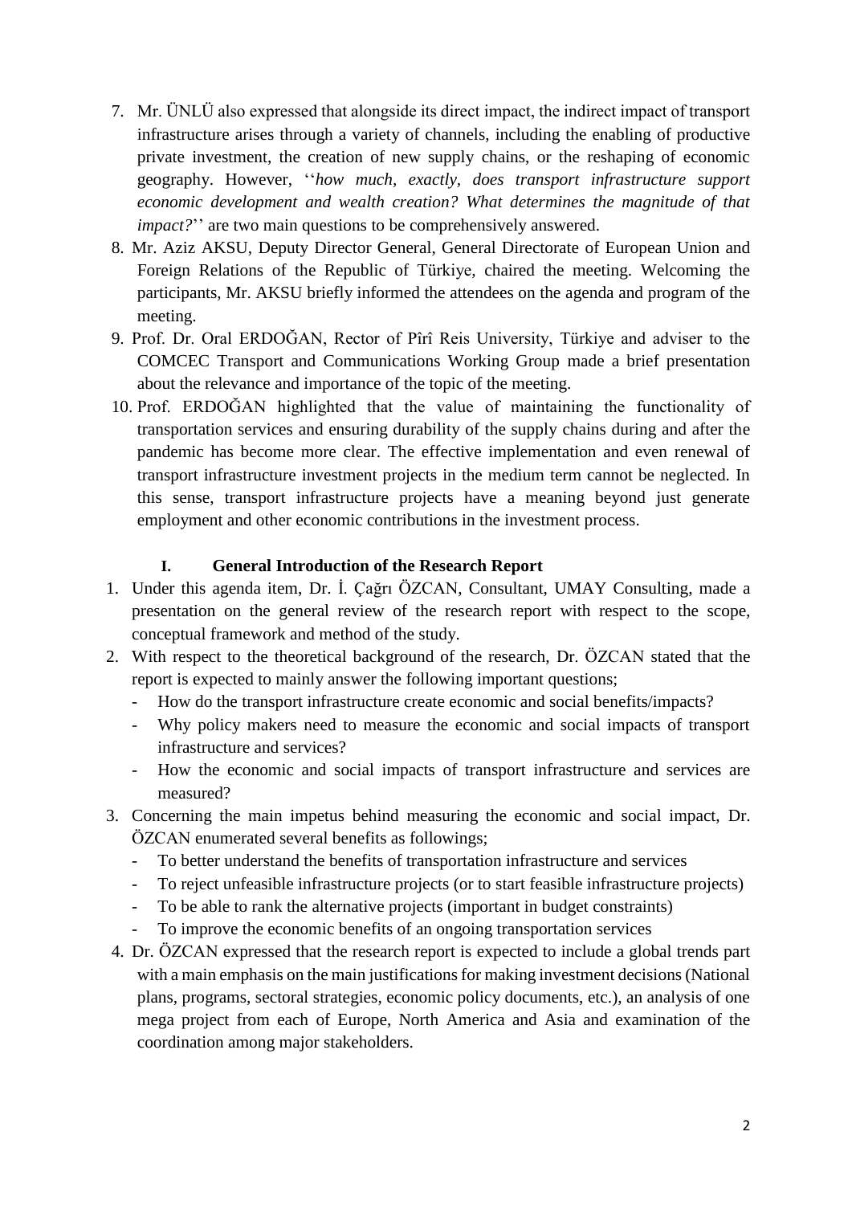7. Mr. ÜNLÜ also expressed that alongside its direct impact, the indirect impact of transport infrastructure arises through a variety of channels, including the enabling of productive private investment, the creation of new supply chains, or the reshaping of economic geography. However, ''*how much, exactly, does transport infrastructure support economic development and wealth creation? What determines the magnitude of that impact?*'' are two main questions to be comprehensively answered.
8. Mr. Aziz AKSU, Deputy Director General, General Directorate of European Union and Foreign Relations of the Republic of Türkiye, chaired the meeting. Welcoming the participants, Mr. AKSU briefly informed the attendees on the agenda and program of the meeting.
9. Prof. Dr. Oral ERDOĞAN, Rector of Pîrî Reis University, Türkiye and adviser to the COMCEC Transport and Communications Working Group made a brief presentation about the relevance and importance of the topic of the meeting.
10. Prof. ERDOĞAN highlighted that the value of maintaining the functionality of transportation services and ensuring durability of the supply chains during and after the pandemic has become more clear. The effective implementation and even renewal of transport infrastructure investment projects in the medium term cannot be neglected. In this sense, transport infrastructure projects have a meaning beyond just generate employment and other economic contributions in the investment process.

## I. General Introduction of the Research Report

1. Under this agenda item, Dr. İ. Çağrı ÖZCAN, Consultant, UMAY Consulting, made a presentation on the general review of the research report with respect to the scope, conceptual framework and method of the study.
2. With respect to the theoretical background of the research, Dr. ÖZCAN stated that the report is expected to mainly answer the following important questions;
   - How do the transport infrastructure create economic and social benefits/impacts?
   - Why policy makers need to measure the economic and social impacts of transport infrastructure and services?
   - How the economic and social impacts of transport infrastructure and services are measured?
3. Concerning the main impetus behind measuring the economic and social impact, Dr. ÖZCAN enumerated several benefits as followings;
   - To better understand the benefits of transportation infrastructure and services
   - To reject unfeasible infrastructure projects (or to start feasible infrastructure projects)
   - To be able to rank the alternative projects (important in budget constraints)
   - To improve the economic benefits of an ongoing transportation services
4. Dr. ÖZCAN expressed that the research report is expected to include a global trends part with a main emphasis on the main justifications for making investment decisions (National plans, programs, sectoral strategies, economic policy documents, etc.), an analysis of one mega project from each of Europe, North America and Asia and examination of the coordination among major stakeholders.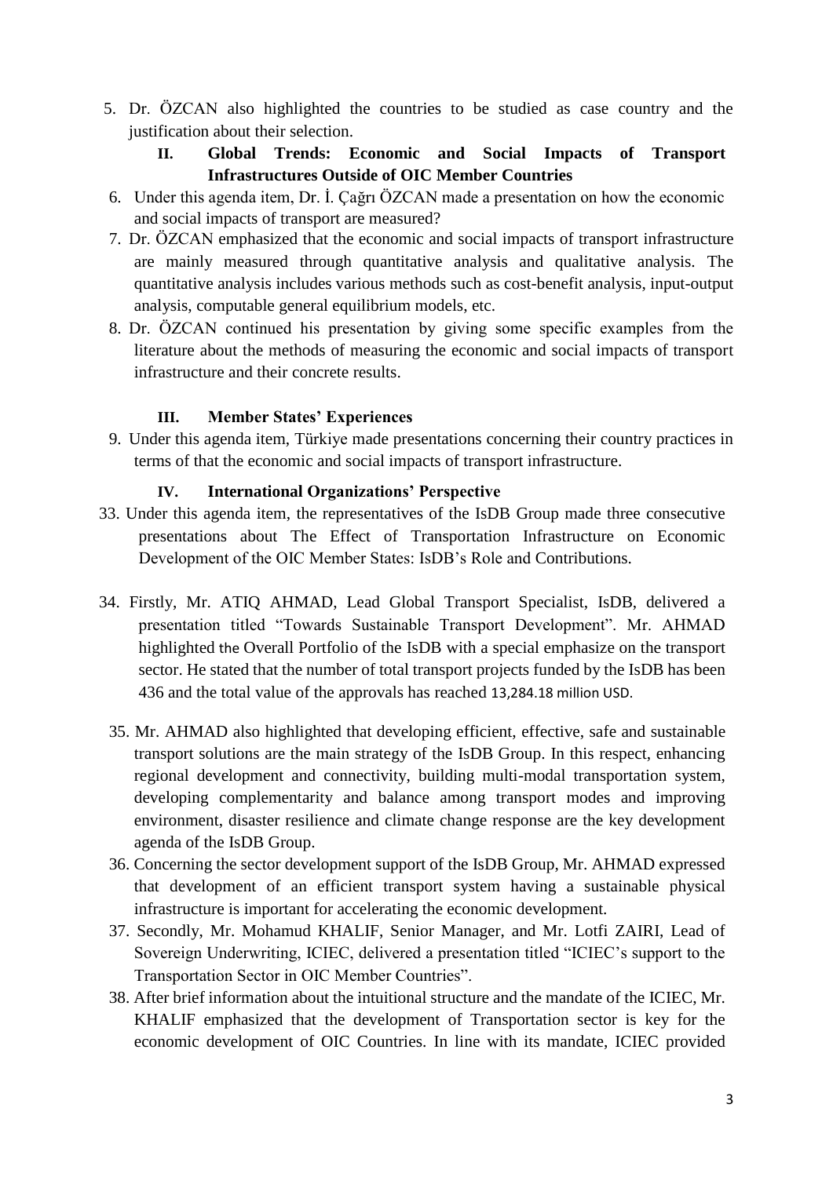5. Dr. ÖZCAN also highlighted the countries to be studied as case country and the justification about their selection.

## II. Global Trends: Economic and Social Impacts of Transport Infrastructures Outside of OIC Member Countries

6. Under this agenda item, Dr. İ. Çağrı ÖZCAN made a presentation on how the economic and social impacts of transport are measured?
7. Dr. ÖZCAN emphasized that the economic and social impacts of transport infrastructure are mainly measured through quantitative analysis and qualitative analysis. The quantitative analysis includes various methods such as cost-benefit analysis, input-output analysis, computable general equilibrium models, etc.
8. Dr. ÖZCAN continued his presentation by giving some specific examples from the literature about the methods of measuring the economic and social impacts of transport infrastructure and their concrete results.

## III. Member States' Experiences

9. Under this agenda item, Türkiye made presentations concerning their country practices in terms of that the economic and social impacts of transport infrastructure.

## IV. International Organizations' Perspective

33. Under this agenda item, the representatives of the IsDB Group made three consecutive presentations about The Effect of Transportation Infrastructure on Economic Development of the OIC Member States: IsDB's Role and Contributions.

34. Firstly, Mr. ATIQ AHMAD, Lead Global Transport Specialist, IsDB, delivered a presentation titled "Towards Sustainable Transport Development". Mr. AHMAD highlighted the Overall Portfolio of the IsDB with a special emphasize on the transport sector. He stated that the number of total transport projects funded by the IsDB has been 436 and the total value of the approvals has reached 13,284.18 million USD.

35. Mr. AHMAD also highlighted that developing efficient, effective, safe and sustainable transport solutions are the main strategy of the IsDB Group. In this respect, enhancing regional development and connectivity, building multi-modal transportation system, developing complementarity and balance among transport modes and improving environment, disaster resilience and climate change response are the key development agenda of the IsDB Group.
36. Concerning the sector development support of the IsDB Group, Mr. AHMAD expressed that development of an efficient transport system having a sustainable physical infrastructure is important for accelerating the economic development.
37. Secondly, Mr. Mohamud KHALIF, Senior Manager, and Mr. Lotfi ZAIRI, Lead of Sovereign Underwriting, ICIEC, delivered a presentation titled "ICIEC's support to the Transportation Sector in OIC Member Countries".
38. After brief information about the intuitional structure and the mandate of the ICIEC, Mr. KHALIF emphasized that the development of Transportation sector is key for the economic development of OIC Countries. In line with its mandate, ICIEC provided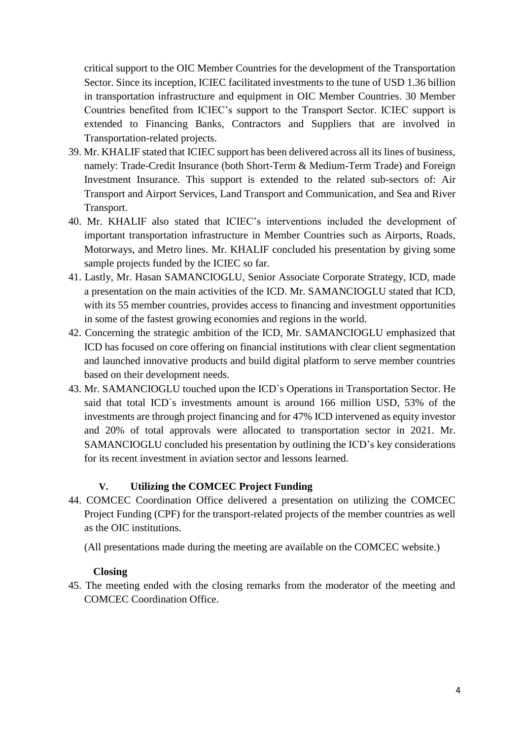critical support to the OIC Member Countries for the development of the Transportation Sector. Since its inception, ICIEC facilitated investments to the tune of USD 1.36 billion in transportation infrastructure and equipment in OIC Member Countries. 30 Member Countries benefited from ICIEC's support to the Transport Sector. ICIEC support is extended to Financing Banks, Contractors and Suppliers that are involved in Transportation-related projects.

39. Mr. KHALIF stated that ICIEC support has been delivered across all its lines of business, namely: Trade-Credit Insurance (both Short-Term & Medium-Term Trade) and Foreign Investment Insurance. This support is extended to the related sub-sectors of: Air Transport and Airport Services, Land Transport and Communication, and Sea and River Transport.
40. Mr. KHALIF also stated that ICIEC's interventions included the development of important transportation infrastructure in Member Countries such as Airports, Roads, Motorways, and Metro lines. Mr. KHALIF concluded his presentation by giving some sample projects funded by the ICIEC so far.
41. Lastly, Mr. Hasan SAMANCIOGLU, Senior Associate Corporate Strategy, ICD, made a presentation on the main activities of the ICD. Mr. SAMANCIOGLU stated that ICD, with its 55 member countries, provides access to financing and investment opportunities in some of the fastest growing economies and regions in the world.
42. Concerning the strategic ambition of the ICD, Mr. SAMANCIOGLU emphasized that ICD has focused on core offering on financial institutions with clear client segmentation and launched innovative products and build digital platform to serve member countries based on their development needs.
43. Mr. SAMANCIOGLU touched upon the ICD`s Operations in Transportation Sector. He said that total ICD`s investments amount is around 166 million USD, 53% of the investments are through project financing and for 47% ICD intervened as equity investor and 20% of total approvals were allocated to transportation sector in 2021. Mr. SAMANCIOGLU concluded his presentation by outlining the ICD's key considerations for its recent investment in aviation sector and lessons learned.

## V. Utilizing the COMCEC Project Funding

44. COMCEC Coordination Office delivered a presentation on utilizing the COMCEC Project Funding (CPF) for the transport-related projects of the member countries as well as the OIC institutions.

(All presentations made during the meeting are available on the COMCEC website.)

## Closing

45. The meeting ended with the closing remarks from the moderator of the meeting and COMCEC Coordination Office.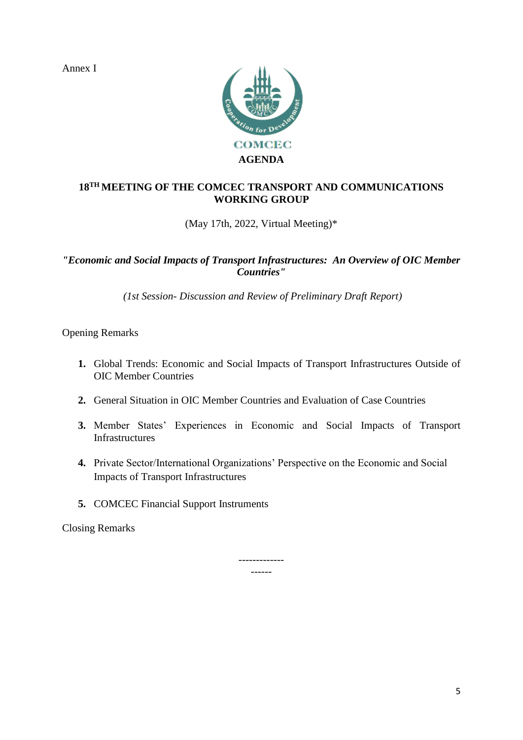Annex I

COMCEC

# AGENDA

## 18TH MEETING OF THE COMCEC TRANSPORT AND COMMUNICATIONS WORKING GROUP

(May 17th, 2022, Virtual Meeting)*

***"Economic and Social Impacts of Transport Infrastructures: An Overview of OIC Member Countries"***

*(1st Session- Discussion and Review of Preliminary Draft Report)*

Opening Remarks

1. Global Trends: Economic and Social Impacts of Transport Infrastructures Outside of OIC Member Countries
2. General Situation in OIC Member Countries and Evaluation of Case Countries
3. Member States' Experiences in Economic and Social Impacts of Transport Infrastructures
4. Private Sector/International Organizations' Perspective on the Economic and Social Impacts of Transport Infrastructures
5. COMCEC Financial Support Instruments

Closing Remarks

-------------
------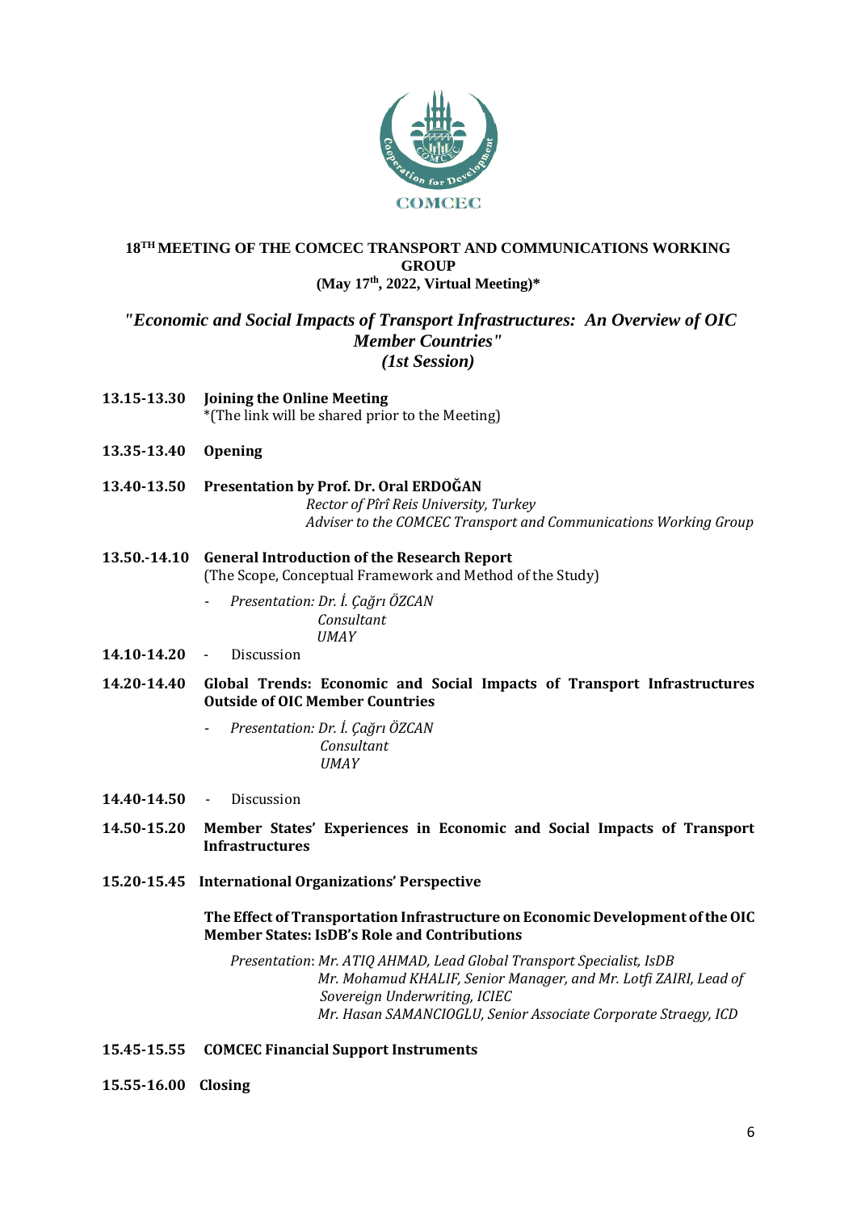**18TH MEETING OF THE COMCEC TRANSPORT AND COMMUNICATIONS WORKING GROUP**
**(May 17th, 2022, Virtual Meeting)***

***"Economic and Social Impacts of Transport Infrastructures: An Overview of OIC Member Countries"***
***(1st Session)***

**13.15-13.30** **Joining the Online Meeting**
*(The link will be shared prior to the Meeting)

**13.35-13.40** **Opening**

**13.40-13.50** **Presentation by Prof. Dr. Oral ERDOĞAN**
*Rector of Pîrî Reis University, Turkey*
*Adviser to the COMCEC Transport and Communications Working Group*

**13.50.-14.10** **General Introduction of the Research Report**
(The Scope, Conceptual Framework and Method of the Study)

- *Presentation: Dr. İ. Çağrı ÖZCAN*
  *Consultant*
  *UMAY*

**14.10-14.20** - Discussion

**14.20-14.40** **Global Trends: Economic and Social Impacts of Transport Infrastructures Outside of OIC Member Countries**

- *Presentation: Dr. İ. Çağrı ÖZCAN*
  *Consultant*
  *UMAY*

**14.40-14.50** - Discussion

**14.50-15.20** **Member States' Experiences in Economic and Social Impacts of Transport Infrastructures**

**15.20-15.45** **International Organizations' Perspective**

**The Effect of Transportation Infrastructure on Economic Development of the OIC Member States: IsDB's Role and Contributions**

*Presentation: Mr. ATIQ AHMAD, Lead Global Transport Specialist, IsDB*
*Mr. Mohamud KHALIF, Senior Manager, and Mr. Lotfi ZAIRI, Lead of Sovereign Underwriting, ICIEC*
*Mr. Hasan SAMANCIOGLU, Senior Associate Corporate Straegy, ICD*

**15.45-15.55** **COMCEC Financial Support Instruments**

**15.55-16.00** **Closing**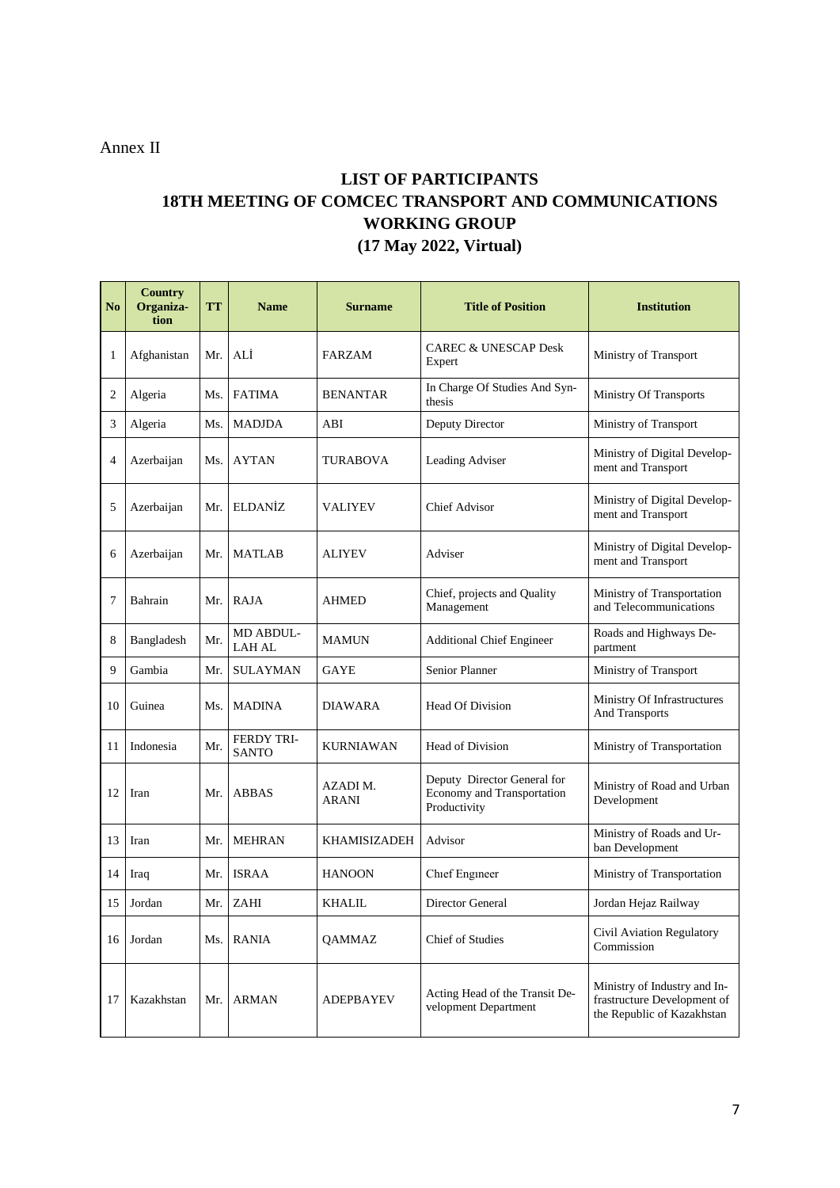Annex II

## LIST OF PARTICIPANTS
## 18TH MEETING OF COMCEC TRANSPORT AND COMMUNICATIONS WORKING GROUP
## (17 May 2022, Virtual)

| No | Country Organization | TT | Name | Surname | Title of Position | Institution |
|---|---|---|---|---|---|---|
| 1 | Afghanistan | Mr. | ALİ | FARZAM | CAREC & UNESCAP Desk Expert | Ministry of Transport |
| 2 | Algeria | Ms. | FATIMA | BENANTAR | In Charge Of Studies And Synthesis | Ministry Of Transports |
| 3 | Algeria | Ms. | MADJDA | ABI | Deputy Director | Ministry of Transport |
| 4 | Azerbaijan | Ms. | AYTAN | TURABOVA | Leading Adviser | Ministry of Digital Development and Transport |
| 5 | Azerbaijan | Mr. | ELDANİZ | VALIYEV | Chief Advisor | Ministry of Digital Development and Transport |
| 6 | Azerbaijan | Mr. | MATLAB | ALIYEV | Adviser | Ministry of Digital Development and Transport |
| 7 | Bahrain | Mr. | RAJA | AHMED | Chief, projects and Quality Management | Ministry of Transportation and Telecommunications |
| 8 | Bangladesh | Mr. | MD ABDUL-LAH AL | MAMUN | Additional Chief Engineer | Roads and Highways Department |
| 9 | Gambia | Mr. | SULAYMAN | GAYE | Senior Planner | Ministry of Transport |
| 10 | Guinea | Ms. | MADINA | DIAWARA | Head Of Division | Ministry Of Infrastructures And Transports |
| 11 | Indonesia | Mr. | FERDY TRI-SANTO | KURNIAWAN | Head of Division | Ministry of Transportation |
| 12 | Iran | Mr. | ABBAS | AZADI M. ARANI | Deputy Director General for Economy and Transportation Productivity | Ministry of Road and Urban Development |
| 13 | Iran | Mr. | MEHRAN | KHAMISIZADEH | Advisor | Ministry of Roads and Urban Development |
| 14 | Iraq | Mr. | ISRAA | HANOON | Chief Engineer | Ministry of Transportation |
| 15 | Jordan | Mr. | ZAHI | KHALIL | Director General | Jordan Hejaz Railway |
| 16 | Jordan | Ms. | RANIA | QAMMAZ | Chief of Studies | Civil Aviation Regulatory Commission |
| 17 | Kazakhstan | Mr. | ARMAN | ADEPBAYEV | Acting Head of the Transit Development Department | Ministry of Industry and Infrastructure Development of the Republic of Kazakhstan |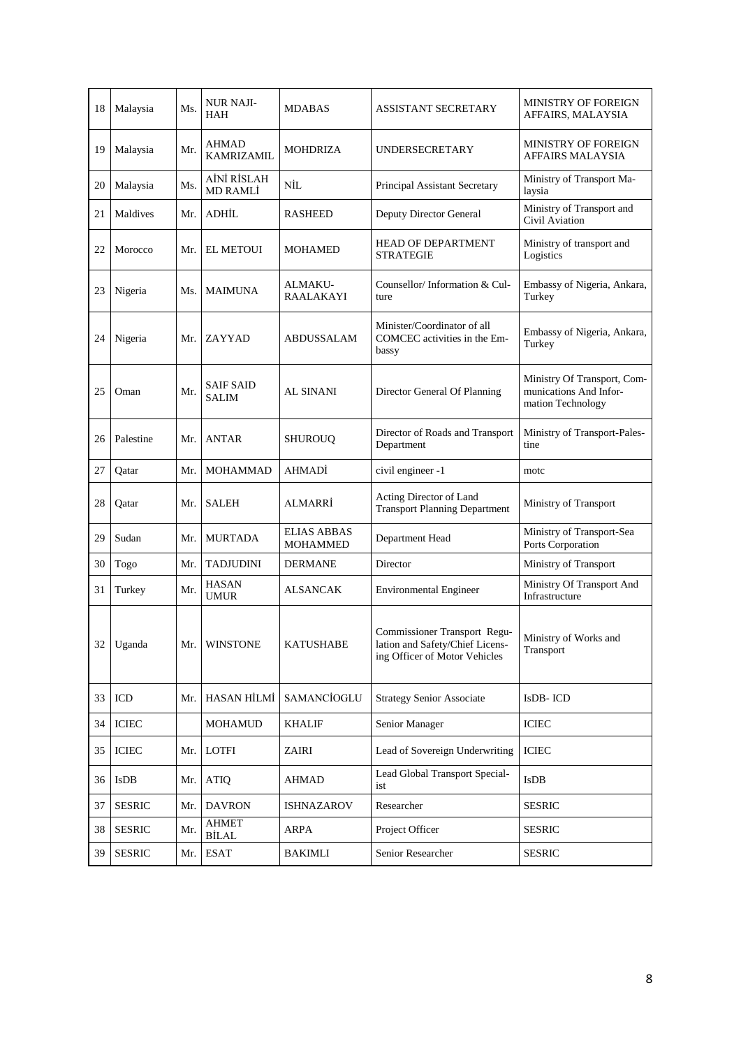| | | | | | | |
|---|---|---|---|---|---|---|
| 18 | Malaysia | Ms. | NUR NAJIHAH | MDABAS | ASSISTANT SECRETARY | MINISTRY OF FOREIGN AFFAIRS, MALAYSIA |
| 19 | Malaysia | Mr. | AHMAD KAMRIZAMIL | MOHDRIZA | UNDERSECRETARY | MINISTRY OF FOREIGN AFFAIRS MALAYSIA |
| 20 | Malaysia | Ms. | AİNİ RİSLAH MD RAMLİ | NİL | Principal Assistant Secretary | Ministry of Transport Malaysia |
| 21 | Maldives | Mr. | ADHİL | RASHEED | Deputy Director General | Ministry of Transport and Civil Aviation |
| 22 | Morocco | Mr. | EL METOUI | MOHAMED | HEAD OF DEPARTMENT STRATEGIE | Ministry of transport and Logistics |
| 23 | Nigeria | Ms. | MAIMUNA | ALMAKU-RAALAKAYI | Counsellor/ Information & Culture | Embassy of Nigeria, Ankara, Turkey |
| 24 | Nigeria | Mr. | ZAYYAD | ABDUSSALAM | Minister/Coordinator of all COMCEC activities in the Embassy | Embassy of Nigeria, Ankara, Turkey |
| 25 | Oman | Mr. | SAIF SAID SALIM | AL SINANI | Director General Of Planning | Ministry Of Transport, Communications And Information Technology |
| 26 | Palestine | Mr. | ANTAR | SHUROUQ | Director of Roads and Transport Department | Ministry of Transport-Palestine |
| 27 | Qatar | Mr. | MOHAMMAD | AHMADİ | civil engineer -1 | motc |
| 28 | Qatar | Mr. | SALEH | ALMARRİ | Acting Director of Land Transport Planning Department | Ministry of Transport |
| 29 | Sudan | Mr. | MURTADA | ELIAS ABBAS MOHAMMED | Department Head | Ministry of Transport-Sea Ports Corporation |
| 30 | Togo | Mr. | TADJUDINI | DERMANE | Director | Ministry of Transport |
| 31 | Turkey | Mr. | HASAN UMUR | ALSANCAK | Environmental Engineer | Ministry Of Transport And Infrastructure |
| 32 | Uganda | Mr. | WINSTONE | KATUSHABE | Commissioner Transport Regulation and Safety/Chief Licensing Officer of Motor Vehicles | Ministry of Works and Transport |
| 33 | ICD | Mr. | HASAN HİLMİ | SAMANCİOGLU | Strategy Senior Associate | IsDB- ICD |
| 34 | ICIEC | | MOHAMUD | KHALIF | Senior Manager | ICIEC |
| 35 | ICIEC | Mr. | LOTFI | ZAIRI | Lead of Sovereign Underwriting | ICIEC |
| 36 | IsDB | Mr. | ATIQ | AHMAD | Lead Global Transport Specialist | IsDB |
| 37 | SESRIC | Mr. | DAVRON | ISHNAZAROV | Researcher | SESRIC |
| 38 | SESRIC | Mr. | AHMET BİLAL | ARPA | Project Officer | SESRIC |
| 39 | SESRIC | Mr. | ESAT | BAKIMLI | Senior Researcher | SESRIC |